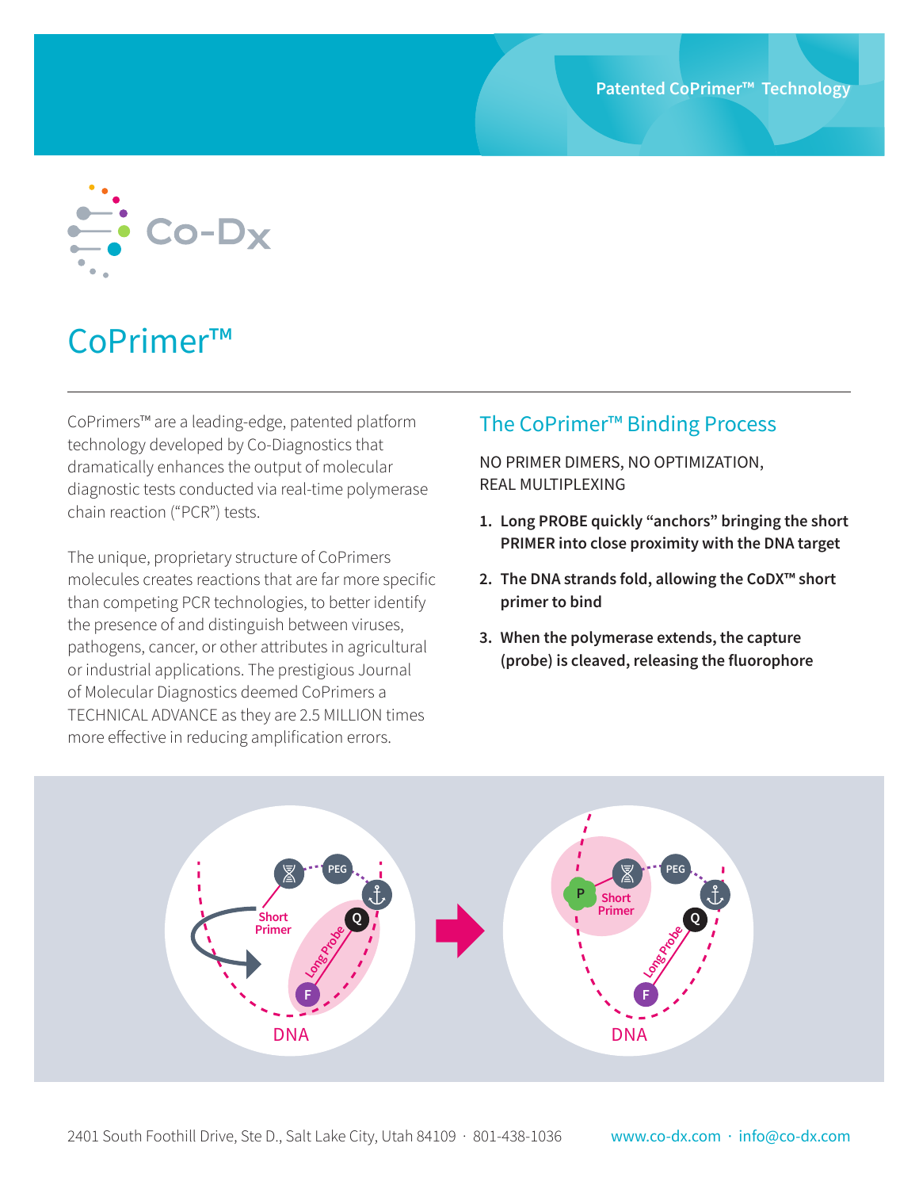Patented CoPrimer™ Technology

Co-Dx

# CoPrimer™

CoPrimers™ are a leading-edge, patented platform technology developed by Co-Diagnostics that dramatically enhances the output of molecular diagnostic tests conducted via real-time polymerase chain reaction ("PCR") tests.

The unique, proprietary structure of CoPrimers molecules creates reactions that are far more specific than competing PCR technologies, to better identify the presence of and distinguish between viruses, pathogens, cancer, or other attributes in agricultural or industrial applications. The prestigious Journal of Molecular Diagnostics deemed CoPrimers a TECHNICAL ADVANCE as they are 2.5 MILLION times more effective in reducing amplification errors.

## The CoPrimer™ Binding Process

NO PRIMER DIMERS, NO OPTIMIZATION, REAL MULTIPLEXING

1. **Long PROBE quickly "anchors" bringing the short PRIMER into close proximity with the DNA target**
2. **The DNA strands fold, allowing the CoDX™ short primer to bind**
3. **When the polymerase extends, the capture (probe) is cleaved, releasing the fluorophore**

2401 South Foothill Drive, Ste D., Salt Lake City, Utah 84109 · 801-438-1036 www.co-dx.com · info@co-dx.com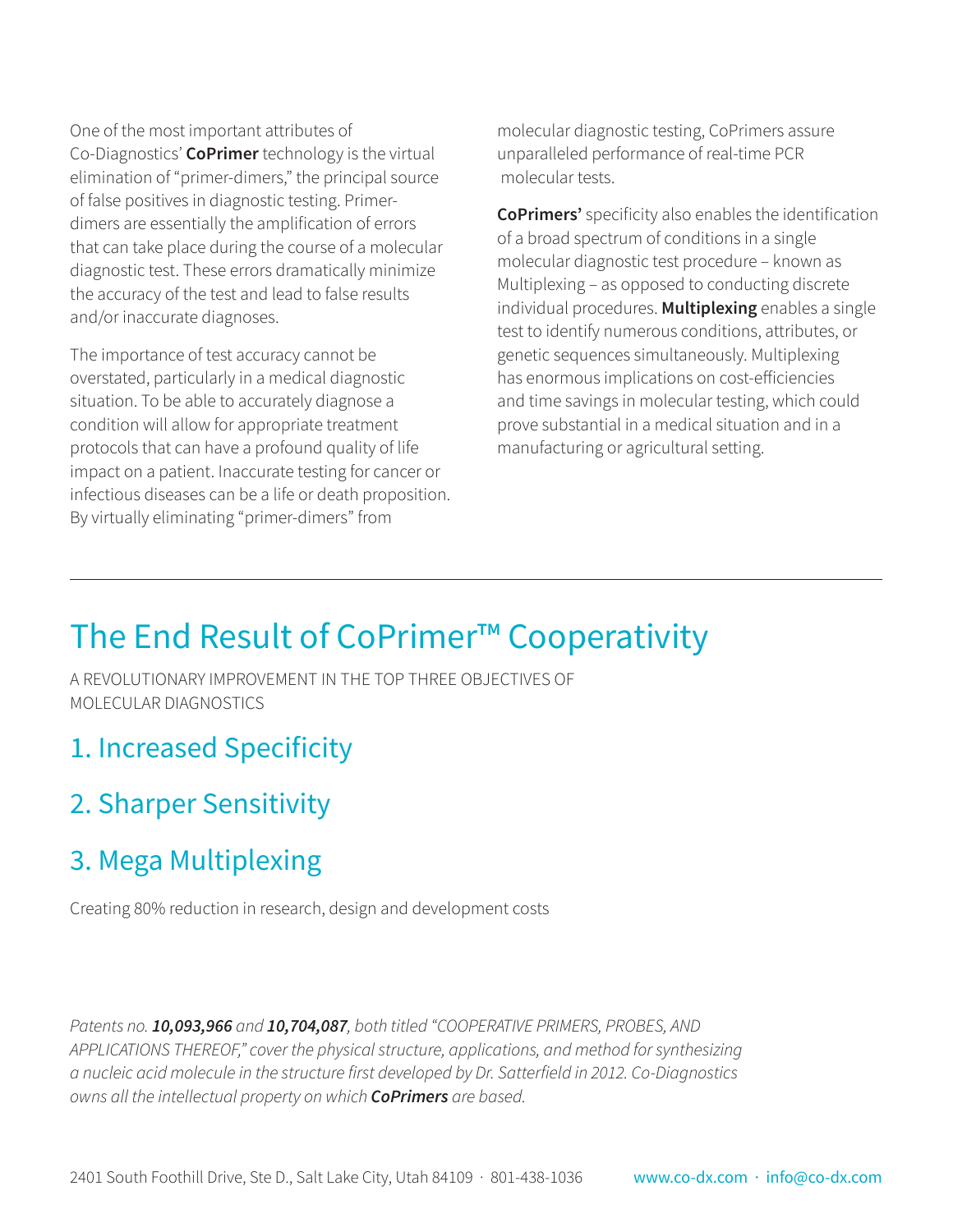One of the most important attributes of Co-Diagnostics' **CoPrimer** technology is the virtual elimination of "primer-dimers," the principal source of false positives in diagnostic testing. Primer-dimers are essentially the amplification of errors that can take place during the course of a molecular diagnostic test. These errors dramatically minimize the accuracy of the test and lead to false results and/or inaccurate diagnoses.

The importance of test accuracy cannot be overstated, particularly in a medical diagnostic situation. To be able to accurately diagnose a condition will allow for appropriate treatment protocols that can have a profound quality of life impact on a patient. Inaccurate testing for cancer or infectious diseases can be a life or death proposition. By virtually eliminating "primer-dimers" from molecular diagnostic testing, CoPrimers assure unparalleled performance of real-time PCR molecular tests.

**CoPrimers'** specificity also enables the identification of a broad spectrum of conditions in a single molecular diagnostic test procedure – known as Multiplexing – as opposed to conducting discrete individual procedures. **Multiplexing** enables a single test to identify numerous conditions, attributes, or genetic sequences simultaneously. Multiplexing has enormous implications on cost-efficiencies and time savings in molecular testing, which could prove substantial in a medical situation and in a manufacturing or agricultural setting.

---

# The End Result of CoPrimer™ Cooperativity

A REVOLUTIONARY IMPROVEMENT IN THE TOP THREE OBJECTIVES OF MOLECULAR DIAGNOSTICS

## 1. Increased Specificity

## 2. Sharper Sensitivity

## 3. Mega Multiplexing

Creating 80% reduction in research, design and development costs

*Patents no. **10,093,966** and **10,704,087**, both titled "COOPERATIVE PRIMERS, PROBES, AND APPLICATIONS THEREOF," cover the physical structure, applications, and method for synthesizing a nucleic acid molecule in the structure first developed by Dr. Satterfield in 2012. Co-Diagnostics owns all the intellectual property on which **CoPrimers** are based.*

2401 South Foothill Drive, Ste D., Salt Lake City, Utah 84109 · 801-438-1036 www.co-dx.com · info@co-dx.com